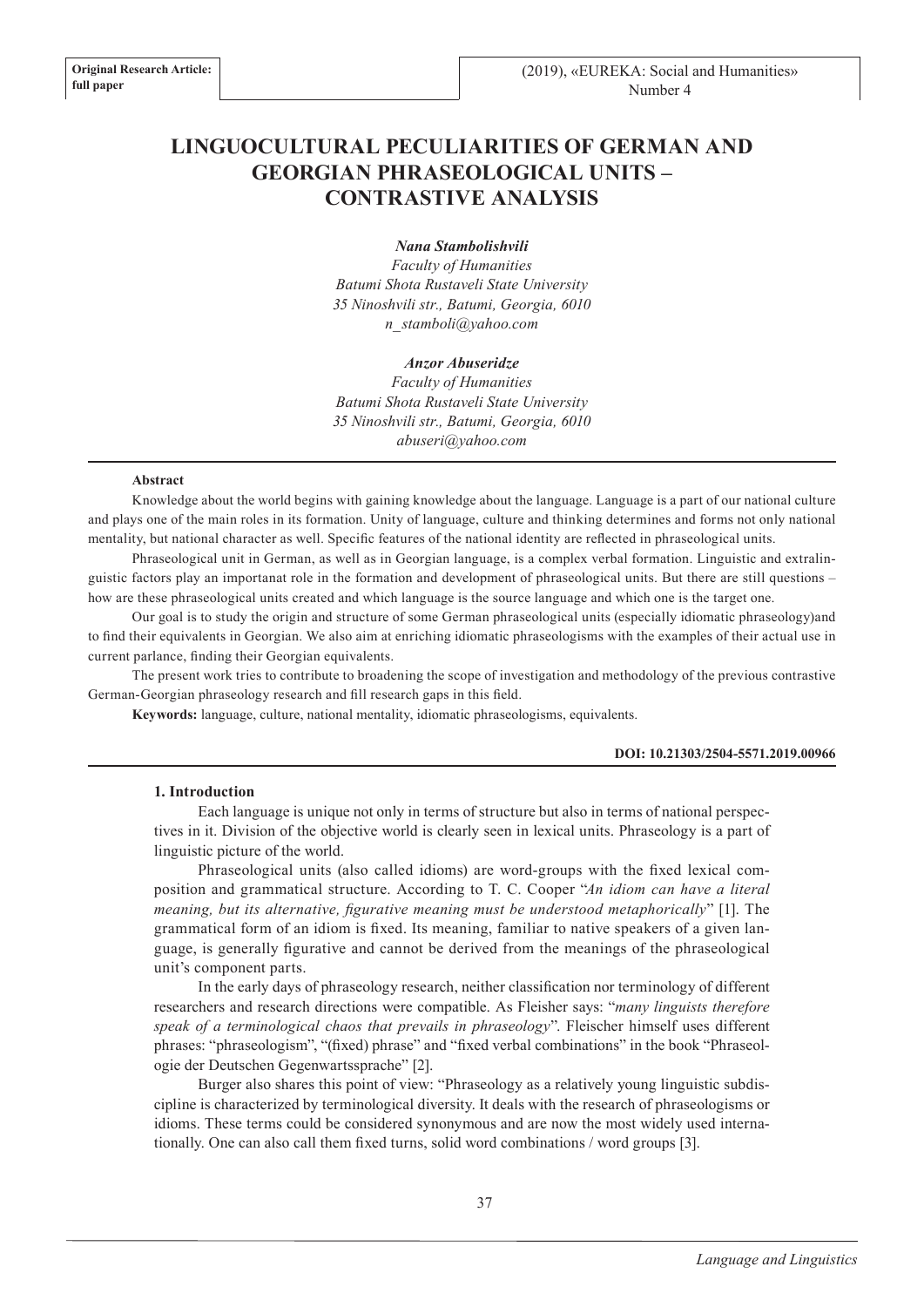Original Research Article: full paper

# LINGUOCULTURAL PECULIARITIES OF GERMAN AND GEORGIAN PHRASEOLOGICAL UNITS – CONTRASTIVE ANALYSIS

***Nana Stambolishvili***
*Faculty of Humanities*
*Batumi Shota Rustaveli State University*
*35 Ninoshvili str., Batumi, Georgia, 6010*
*n_stamboli@yahoo.com*

***Anzor Abuseridze***
*Faculty of Humanities*
*Batumi Shota Rustaveli State University*
*35 Ninoshvili str., Batumi, Georgia, 6010*
*abuseri@yahoo.com*

**Abstract**

Knowledge about the world begins with gaining knowledge about the language. Language is a part of our national culture and plays one of the main roles in its formation. Unity of language, culture and thinking determines and forms not only national mentality, but national character as well. Specific features of the national identity are reflected in phraseological units.

Phraseological unit in German, as well as in Georgian language, is a complex verbal formation. Linguistic and extralinguistic factors play an importanat role in the formation and development of phraseological units. But there are still questions – how are these phraseological units created and which language is the source language and which one is the target one.

Our goal is to study the origin and structure of some German phraseological units (especially idiomatic phraseology)and to find their equivalents in Georgian. We also aim at enriching idiomatic phraseologisms with the examples of their actual use in current parlance, finding their Georgian equivalents.

The present work tries to contribute to broadening the scope of investigation and methodology of the previous contrastive German-Georgian phraseology research and fill research gaps in this field.

**Keywords:** language, culture, national mentality, idiomatic phraseologisms, equivalents.

**DOI: 10.21303/2504-5571.2019.00966**

## 1. Introduction

Each language is unique not only in terms of structure but also in terms of national perspectives in it. Division of the objective world is clearly seen in lexical units. Phraseology is a part of linguistic picture of the world.

Phraseological units (also called idioms) are word-groups with the fixed lexical composition and grammatical structure. According to T. C. Cooper "*An idiom can have a literal meaning, but its alternative, figurative meaning must be understood metaphorically*" [1]. The grammatical form of an idiom is fixed. Its meaning, familiar to native speakers of a given language, is generally figurative and cannot be derived from the meanings of the phraseological unit's component parts.

In the early days of phraseology research, neither classification nor terminology of different researchers and research directions were compatible. As Fleisher says: "*many linguists therefore speak of a terminological chaos that prevails in phraseology*". Fleischer himself uses different phrases: "phraseologism", "(fixed) phrase" and "fixed verbal combinations" in the book "Phraseologie der Deutschen Gegenwartssprache" [2].

Burger also shares this point of view: "Phraseology as a relatively young linguistic subdiscipline is characterized by terminological diversity. It deals with the research of phraseologisms or idioms. These terms could be considered synonymous and are now the most widely used internationally. One can also call them fixed turns, solid word combinations / word groups [3].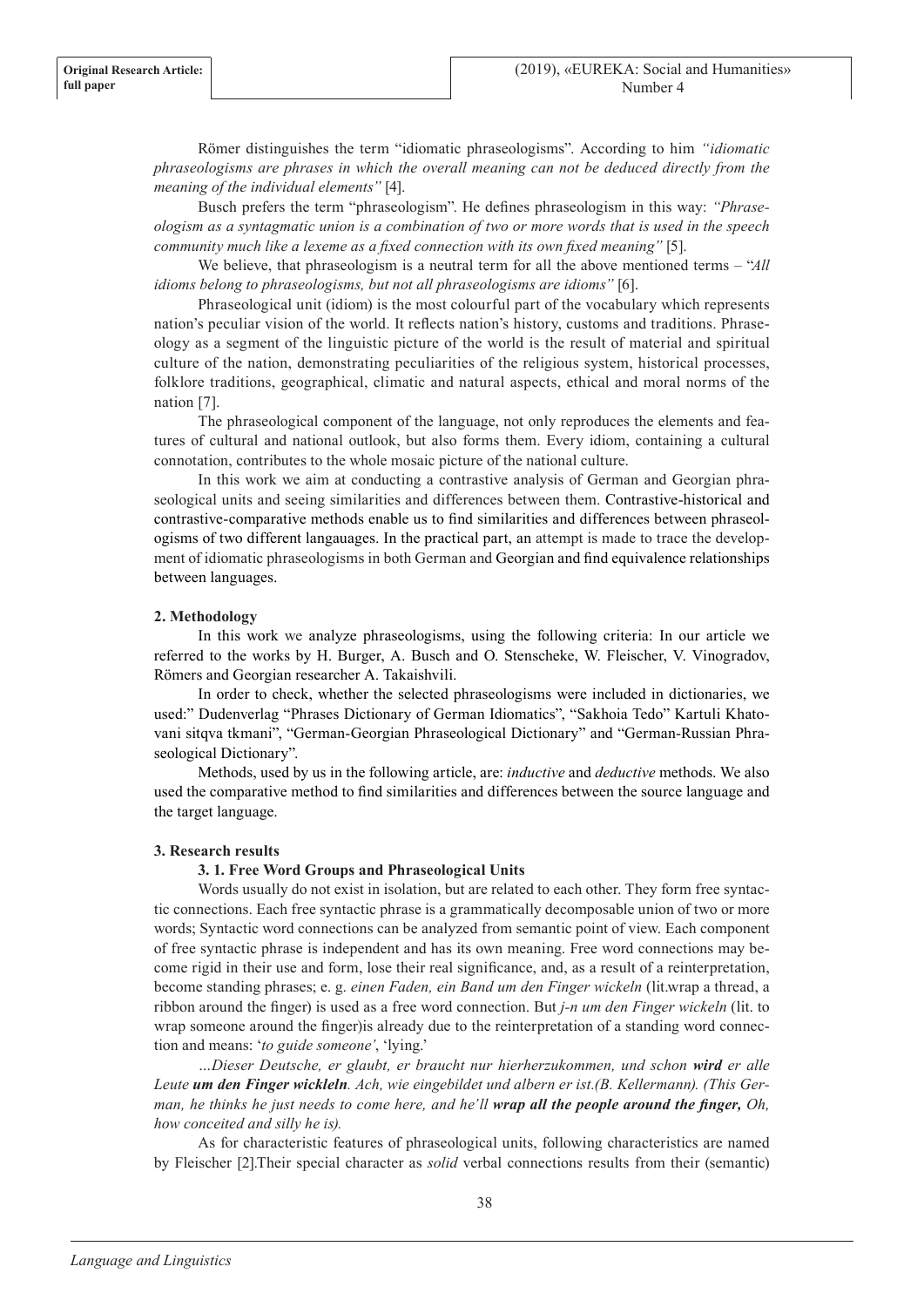Römer distinguishes the term "idiomatic phraseologisms". According to him *"idiomatic phraseologisms are phrases in which the overall meaning can not be deduced directly from the meaning of the individual elements"* [4].

Busch prefers the term "phraseologism". He defines phraseologism in this way: *"Phraseologism as a syntagmatic union is a combination of two or more words that is used in the speech community much like a lexeme as a fixed connection with its own fixed meaning"* [5].

We believe, that phraseologism is a neutral term for all the above mentioned terms – "*All idioms belong to phraseologisms, but not all phraseologisms are idioms"* [6].

Phraseological unit (idiom) is the most colourful part of the vocabulary which represents nation's peculiar vision of the world. It reflects nation's history, customs and traditions. Phraseology as a segment of the linguistic picture of the world is the result of material and spiritual culture of the nation, demonstrating peculiarities of the religious system, historical processes, folklore traditions, geographical, climatic and natural aspects, ethical and moral norms of the nation [7].

The phraseological component of the language, not only reproduces the elements and features of cultural and national outlook, but also forms them. Every idiom, containing a cultural connotation, contributes to the whole mosaic picture of the national culture.

In this work we aim at conducting a contrastive analysis of German and Georgian phraseological units and seeing similarities and differences between them. Contrastive-historical and contrastive-comparative methods enable us to find similarities and differences between phraseologisms of two different langauages. In the practical part, an attempt is made to trace the development of idiomatic phraseologisms in both German and Georgian and find equivalence relationships between languages.

## 2. Methodology

In this work we analyze phraseologisms, using the following criteria: In our article we referred to the works by H. Burger, A. Busch and O. Stenscheke, W. Fleischer, V. Vinogradov, Römers and Georgian researcher A. Takaishvili.

In order to check, whether the selected phraseologisms were included in dictionaries, we used:" Dudenverlag "Phrases Dictionary of German Idiomatics", "Sakhoia Tedo" Kartuli Khatovani sitqva tkmani", "German-Georgian Phraseological Dictionary" and "German-Russian Phraseological Dictionary".

Methods, used by us in the following article, are: *inductive* and *deductive* methods. We also used the comparative method to find similarities and differences between the source language and the target language.

## 3. Research results

### 3. 1. Free Word Groups and Phraseological Units

Words usually do not exist in isolation, but are related to each other. They form free syntactic connections. Each free syntactic phrase is a grammatically decomposable union of two or more words; Syntactic word connections can be analyzed from semantic point of view. Each component of free syntactic phrase is independent and has its own meaning. Free word connections may become rigid in their use and form, lose their real significance, and, as a result of a reinterpretation, become standing phrases; e. g. *einen Faden, ein Band um den Finger wickeln* (lit.wrap a thread, a ribbon around the finger) is used as a free word connection. But *j-n um den Finger wickeln* (lit. to wrap someone around the finger)is already due to the reinterpretation of a standing word connection and means: '*to guide someone'*, 'lying.'

*…Dieser Deutsche, er glaubt, er braucht nur hierherzukommen, und schon **wird** er alle Leute **um den Finger wickleln**. Ach, wie eingebildet und albern er ist.(B. Kellermann). (This German, he thinks he just needs to come here, and he'll **wrap all the people around the finger,** Oh, how conceited and silly he is).*

As for characteristic features of phraseological units, following characteristics are named by Fleischer [2].Their special character as *solid* verbal connections results from their (semantic)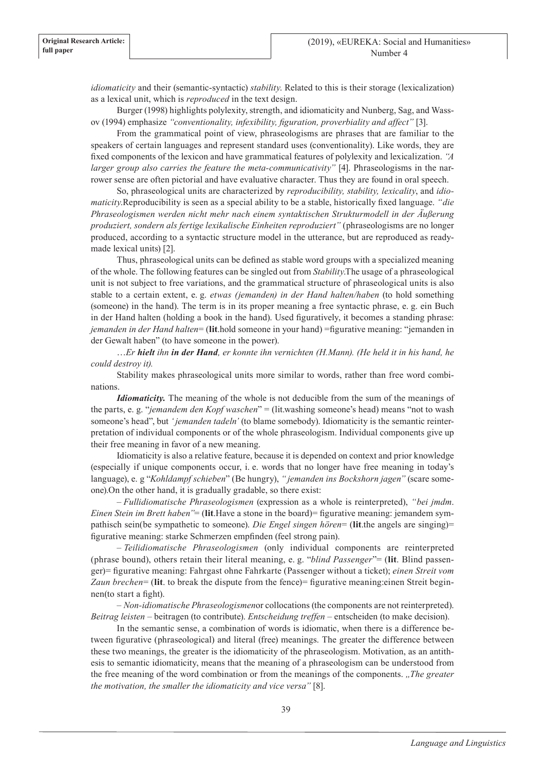*idiomaticity* and their (semantic-syntactic) *stability*. Related to this is their storage (lexicalization) as a lexical unit, which is *reproduced* in the text design.

Burger (1998) highlights polylexity, strength, and idiomaticity and Nunberg, Sag, and Wassov (1994) emphasize *"conventionality, infexibility, figuration, proverbiality and affect"* [3].

From the grammatical point of view, phraseologisms are phrases that are familiar to the speakers of certain languages and represent standard uses (conventionality). Like words, they are fixed components of the lexicon and have grammatical features of polylexity and lexicalization. *"A larger group also carries the feature the meta-communicativity"* [4]. Phraseologisms in the narrower sense are often pictorial and have evaluative character. Thus they are found in oral speech.

So, phraseological units are characterized by *reproducibility, stability, lexicality*, and *idiomaticity*.Reproducibility is seen as a special ability to be a stable, historically fixed language. *"die Phraseologismen werden nicht mehr nach einem syntaktischen Strukturmodell in der Äußerung produziert, sondern als fertige lexikalische Einheiten reproduziert"* (phraseologisms are no longer produced, according to a syntactic structure model in the utterance, but are reproduced as ready-made lexical units) [2].

Thus, phraseological units can be defined as stable word groups with a specialized meaning of the whole. The following features can be singled out from *Stability*.The usage of a phraseological unit is not subject to free variations, and the grammatical structure of phraseological units is also stable to a certain extent, e. g. *etwas (jemanden) in der Hand halten/haben* (to hold something (someone) in the hand). The term is in its proper meaning a free syntactic phrase, e. g. ein Buch in der Hand halten (holding a book in the hand). Used figuratively, it becomes a standing phrase: *jemanden in der Hand halten*= (**lit**.hold someone in your hand) =figurative meaning: "jemanden in der Gewalt haben" (to have someone in the power).

*…Er **hielt** ihn **in der Hand**, er konnte ihn vernichten (H.Mann). (He held it in his hand, he could destroy it).*

Stability makes phraseological units more similar to words, rather than free word combinations.

***Idiomaticity.*** The meaning of the whole is not deducible from the sum of the meanings of the parts, e. g. "*jemandem den Kopf waschen*" = (lit.washing someone's head) means "not to wash someone's head", but *'jemanden tadeln'* (to blame somebody). Idiomaticity is the semantic reinterpretation of individual components or of the whole phraseologism. Individual components give up their free meaning in favor of a new meaning.

Idiomaticity is also a relative feature, because it is depended on context and prior knowledge (especially if unique components occur, i. e. words that no longer have free meaning in today's language), e. g "*Kohldampf schieben*" (Be hungry), *"jemanden ins Bockshorn jagen"* (scare someone).On the other hand, it is gradually gradable, so there exist:

– *Fullidiomatische Phraseologismen* (expression as a whole is reinterpreted), *"bei jmdm. Einen Stein im Brett haben"*= (**lit**.Have a stone in the board)= figurative meaning: jemandem sympathisch sein(be sympathetic to someone). *Die Engel singen hören*= (**lit**.the angels are singing)= figurative meaning: starke Schmerzen empfinden (feel strong pain).

– *Teilidiomatische Phraseologismen* (only individual components are reinterpreted (phrase bound), others retain their literal meaning, e. g. "*blind Passenger*"= (**lit**. Blind passenger)= figurative meaning: Fahrgast ohne Fahrkarte (Passenger without a ticket); *einen Streit vom Zaun brechen*= (**lit**. to break the dispute from the fence)= figurative meaning:einen Streit beginnen(to start a fight).

– *Non-idiomatische Phraseologismen*or collocations (the components are not reinterpreted). *Beitrag leisten* – beitragen (to contribute). *Entscheidung treffen* – entscheiden (to make decision).

In the semantic sense, a combination of words is idiomatic, when there is a difference between figurative (phraseological) and literal (free) meanings. The greater the difference between these two meanings, the greater is the idiomaticity of the phraseologism. Motivation, as an antithesis to semantic idiomaticity, means that the meaning of a phraseologism can be understood from the free meaning of the word combination or from the meanings of the components. *„The greater the motivation, the smaller the idiomaticity and vice versa"* [8].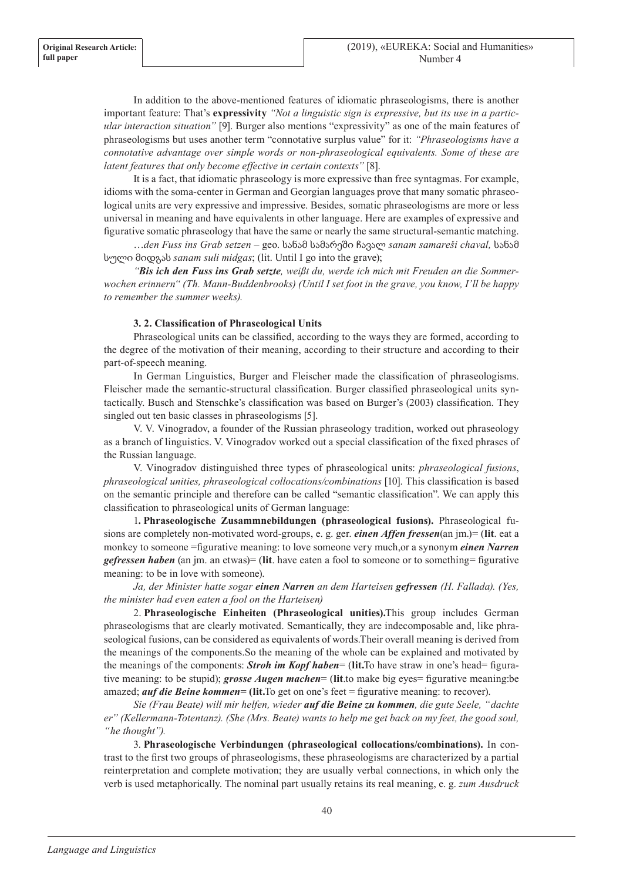In addition to the above-mentioned features of idiomatic phraseologisms, there is another important feature: That's **expressivity** *"Not a linguistic sign is expressive, but its use in a particular interaction situation"* [9]. Burger also mentions "expressivity" as one of the main features of phraseologisms but uses another term "connotative surplus value" for it: *"Phraseologisms have a connotative advantage over simple words or non-phraseological equivalents. Some of these are latent features that only become effective in certain contexts"* [8].

It is a fact, that idiomatic phraseology is more expressive than free syntagmas. For example, idioms with the soma-center in German and Georgian languages prove that many somatic phraseological units are very expressive and impressive. Besides, somatic phraseologisms are more or less universal in meaning and have equivalents in other language. Here are examples of expressive and figurative somatic phraseology that have the same or nearly the same structural-semantic matching.

…*den Fuss ins Grab setzen* – geo. სანამ სამარეში ჩავალ *sanam samareši chaval,* სანამ სული მიდგას *sanam suli midgas*; (lit. Until I go into the grave);

*"**Bis ich den Fuss ins Grab setzte**, weißt du, werde ich mich mit Freuden an die Sommerwochen erinnern" (Th. Mann-Buddenbrooks) (Until I set foot in the grave, you know, I'll be happy to remember the summer weeks).*

### 3. 2. Classification of Phraseological Units

Phraseological units can be classified, according to the ways they are formed, according to the degree of the motivation of their meaning, according to their structure and according to their part-of-speech meaning.

In German Linguistics, Burger and Fleischer made the classification of phraseologisms. Fleischer made the semantic-structural classification. Burger classified phraseological units syntactically. Busch and Stenschke's classification was based on Burger's (2003) classification. They singled out ten basic classes in phraseologisms [5].

V. V. Vinogradov, a founder of the Russian phraseology tradition, worked out phraseology as a branch of linguistics. V. Vinogradov worked out a special classification of the fixed phrases of the Russian language.

V. Vinogradov distinguished three types of phraseological units: *phraseological fusions*, *phraseological unities, phraseological collocations/combinations* [10]. This classification is based on the semantic principle and therefore can be called "semantic classification". We can apply this classification to phraseological units of German language:

1**. Phraseologische Zusammnebildungen (phraseological fusions).** Phraseological fusions are completely non-motivated word-groups, e. g. ger. ***einen Affen fressen***(an jm.)= (**lit**. eat a monkey to someone =figurative meaning: to love someone very much,or a synonym ***einen Narren gefressen haben*** (an jm. an etwas)= (**lit**. have eaten a fool to someone or to something= figurative meaning: to be in love with someone).

*Ja, der Minister hatte sogar **einen Narren** an dem Harteisen **gefressen** (H. Fallada). (Yes, the minister had even eaten a fool on the Harteisen)*

2. **Phraseologische Einheiten (Phraseological unities).**This group includes German phraseologisms that are clearly motivated. Semantically, they are indecomposable and, like phraseological fusions, can be considered as equivalents of words.Their overall meaning is derived from the meanings of the components.So the meaning of the whole can be explained and motivated by the meanings of the components: ***Stroh im Kopf haben***= (**lit.**To have straw in one's head= figurative meaning: to be stupid); ***grosse Augen machen***= (**lit**.to make big eyes= figurative meaning:be amazed; ***auf die Beine kommen*= (lit.**To get on one's feet = figurative meaning: to recover).

*Sie (Frau Beate) will mir helfen, wieder **auf die Beine zu kommen**, die gute Seele, "dachte er" (Kellermann-Totentanz). (She (Mrs. Beate) wants to help me get back on my feet, the good soul, "he thought").*

3. **Phraseologische Verbindungen (phraseological collocations/combinations).** In contrast to the first two groups of phraseologisms, these phraseologisms are characterized by a partial reinterpretation and complete motivation; they are usually verbal connections, in which only the verb is used metaphorically. The nominal part usually retains its real meaning, e. g. *zum Ausdruck*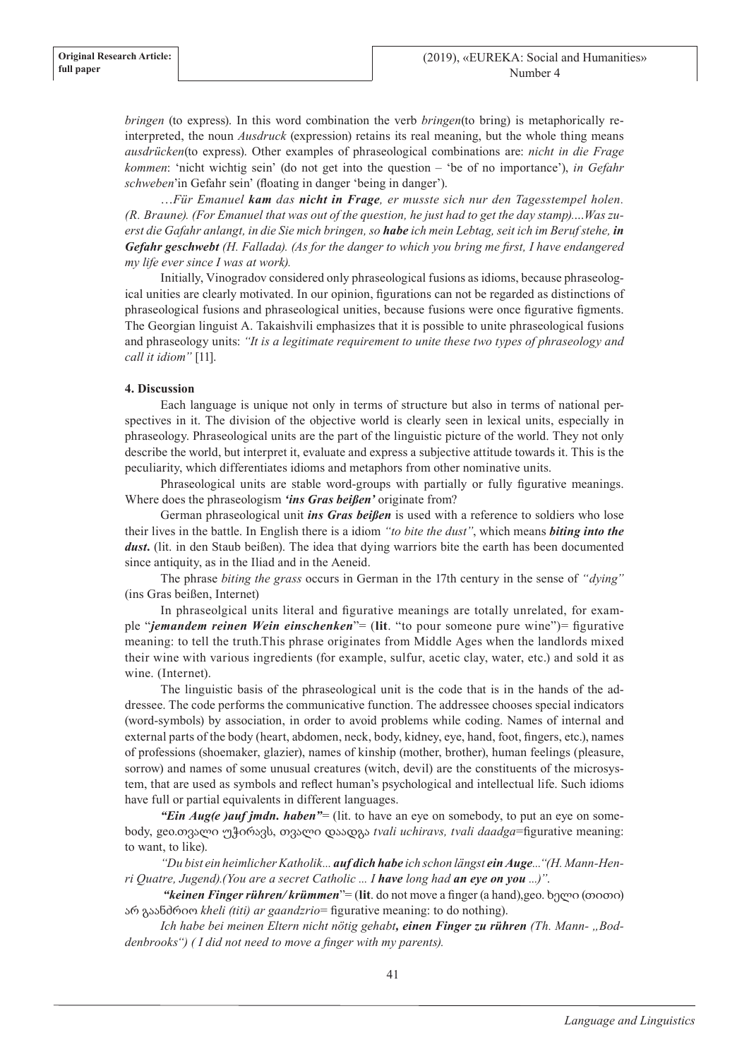*bringen* (to express). In this word combination the verb *bringen*(to bring) is metaphorically reinterpreted, the noun *Ausdruck* (expression) retains its real meaning, but the whole thing means *ausdrücken*(to express). Other examples of phraseological combinations are: *nicht in die Frage kommen*: 'nicht wichtig sein' (do not get into the question – 'be of no importance'), *in Gefahr schweben*'in Gefahr sein' (floating in danger 'being in danger').

*…Für Emanuel **kam** das **nicht in Frage**, er musste sich nur den Tagesstempel holen. (R. Braune). (For Emanuel that was out of the question, he just had to get the day stamp)....Was zuerst die Gafahr anlangt, in die Sie mich bringen, so **habe** ich mein Lebtag, seit ich im Beruf stehe, **in Gefahr geschwebt** (H. Fallada). (As for the danger to which you bring me first, I have endangered my life ever since I was at work).*

Initially, Vinogradov considered only phraseological fusions as idioms, because phraseological unities are clearly motivated. In our opinion, figurations can not be regarded as distinctions of phraseological fusions and phraseological unities, because fusions were once figurative figments. The Georgian linguist A. Takaishvili emphasizes that it is possible to unite phraseological fusions and phraseology units: *"It is a legitimate requirement to unite these two types of phraseology and call it idiom"* [11].

## 4. Discussion

Each language is unique not only in terms of structure but also in terms of national perspectives in it. The division of the objective world is clearly seen in lexical units, especially in phraseology. Phraseological units are the part of the linguistic picture of the world. They not only describe the world, but interpret it, evaluate and express a subjective attitude towards it. This is the peculiarity, which differentiates idioms and metaphors from other nominative units.

Phraseological units are stable word-groups with partially or fully figurative meanings. Where does the phraseologism ***'ins Gras beißen'*** originate from?

German phraseological unit ***ins Gras beißen*** is used with a reference to soldiers who lose their lives in the battle. In English there is a idiom *"to bite the dust"*, which means ***biting into the dust***. (lit. in den Staub beißen). The idea that dying warriors bite the earth has been documented since antiquity, as in the Iliad and in the Aeneid.

The phrase *biting the grass* occurs in German in the 17th century in the sense of *"dying"* (ins Gras beißen, Internet)

In phraseolgical units literal and figurative meanings are totally unrelated, for example "***jemandem reinen Wein einschenken***"= (**lit**. "to pour someone pure wine")= figurative meaning: to tell the truth.This phrase originates from Middle Ages when the landlords mixed their wine with various ingredients (for example, sulfur, acetic clay, water, etc.) and sold it as wine. (Internet).

The linguistic basis of the phraseological unit is the code that is in the hands of the addressee. The code performs the communicative function. The addressee chooses special indicators (word-symbols) by association, in order to avoid problems while coding. Names of internal and external parts of the body (heart, abdomen, neck, body, kidney, eye, hand, foot, fingers, etc.), names of professions (shoemaker, glazier), names of kinship (mother, brother), human feelings (pleasure, sorrow) and names of some unusual creatures (witch, devil) are the constituents of the microsystem, that are used as symbols and reflect human's psychological and intellectual life. Such idioms have full or partial equivalents in different languages.

***"Ein Aug(e )auf jmdn. haben"***= (lit. to have an eye on somebody, to put an eye on somebody, geo.თვალი უჭირავს, თვალი დაადგა *tvali uchiravs, tvali daadga*=figurative meaning: to want, to like).

*"Du bist ein heimlicher Katholik... **auf dich habe** ich schon längst **ein Auge**..."(H. Mann-Henri Quatre, Jugend).(You are a secret Catholic ... I **have** long had **an eye on you** ...)"*.

***"keinen Finger rühren/ krümmen***"= (**lit**. do not move a finger (a hand),geo. ხელი (თითი) არ გაანძრიო *kheli (titi) ar gaandzrio*= figurative meaning: to do nothing).

*Ich habe bei meinen Eltern nicht nötig gehabt**, einen Finger zu rühren** (Th. Mann- „Boddenbrooks") ( I did not need to move a finger with my parents).*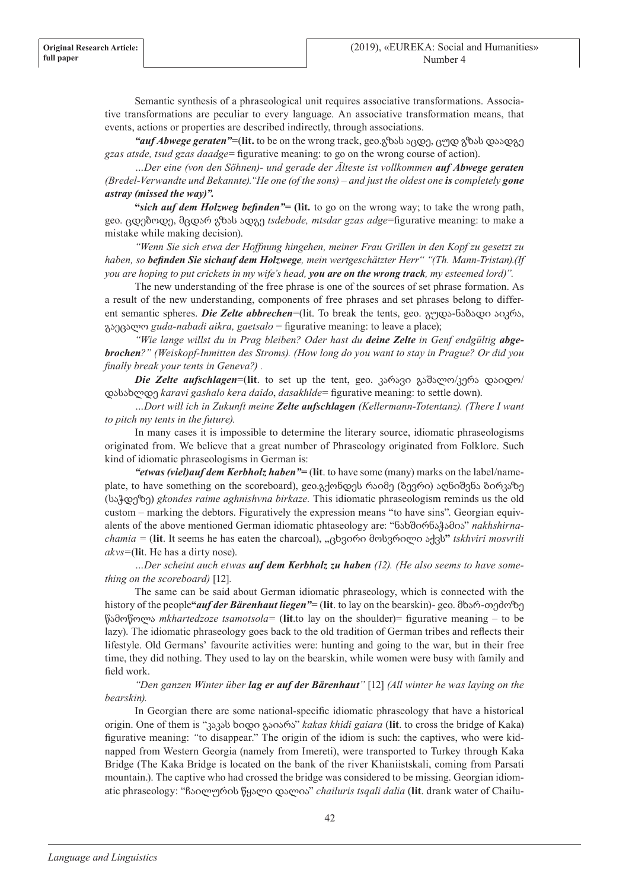Semantic synthesis of a phraseological unit requires associative transformations. Associative transformations are peculiar to every language. An associative transformation means, that events, actions or properties are described indirectly, through associations.

***"auf Abwege geraten"***=(**lit.** to be on the wrong track, geo.გზას აცდე, ცუდ გზას დაადგე *gzas atsde, tsud gzas daadge*= figurative meaning: to go on the wrong course of action).

*…Der eine (von den Söhnen)- und gerade der Älteste ist vollkommen **auf Abwege geraten** (Bredel-Verwandte und Bekannte)."He one (of the sons) – and just the oldest one **is** completely **gone astray (missed the way)".***

**"*sich auf dem Holzweg befinden*"= (lit.** to go on the wrong way; to take the wrong path, geo. ცდებოდე, მცდარ გზას ადგე *tsdebode, mtsdar gzas adge*=figurative meaning: to make a mistake while making decision).

*"Wenn Sie sich etwa der Hoffnung hingehen, meiner Frau Grillen in den Kopf zu gesetzt zu haben, so **befinden Sie sichauf dem Holzwege**, mein wertgeschätzter Herr" "(Th. Mann-Tristan).(If you are hoping to put crickets in my wife's head, **you are on the wrong track**, my esteemed lord)".*

The new understanding of the free phrase is one of the sources of set phrase formation. As a result of the new understanding, components of free phrases and set phrases belong to different semantic spheres. ***Die Zelte abbrechen***=(lit. To break the tents, geo. გუდა-ნაბადი აიკრა, გაეცალო *guda-nabadi aikra, gaetsalo* = figurative meaning: to leave a place);

*"Wie lange willst du in Prag bleiben? Oder hast du **deine Zelte** in Genf endgültig **abgebrochen**?" (Weiskopf-Inmitten des Stroms). (How long do you want to stay in Prague? Or did you finally break your tents in Geneva?) .*

***Die Zelte aufschlagen***=(**lit**. to set up the tent, geo. კარავი გაშალო/კერა დაიდო/დასახლდე *karavi gashalo kera daido*, *dasakhlde*= figurative meaning: to settle down).

*…Dort will ich in Zukunft meine **Zelte aufschlagen** (Kellermann-Totentanz). (There I want to pitch my tents in the future).*

In many cases it is impossible to determine the literary source, idiomatic phraseologisms originated from. We believe that a great number of Phraseology originated from Folklore. Such kind of idiomatic phraseologisms in German is:

***"etwas (viel)auf dem Kerbholz haben"***= (**lit**. to have some (many) marks on the label/nameplate, to have something on the scoreboard), geo.გქონდეს რაიმე (ბევრი) აღნიშვნა ბირკაზე (საჭდეზე) *gkondes raime aghnishvna birkaze.* This idiomatic phraseologism reminds us the old custom – marking the debtors. Figuratively the expression means "to have sins". Georgian equivalents of the above mentioned German idiomatic phtaseology are: "ნახშირნაჭამია" *nakhshirnachamia* = (**lit**. It seems he has eaten the charcoal), „ცხვირი მოსვრილი აქვს**"** *tskhviri mosvrili akvs*=(**li**t. He has a dirty nose).

*…Der scheint auch etwas **auf dem Kerbholz zu haben** (12). (He also seems to have something on the scoreboard)* [12]*.*

The same can be said about German idiomatic phraseology, which is connected with the history of the people**"*auf der Bärenhaut liegen*"**= (**lit**. to lay on the bearskin)- geo. მხარ-თეძოზე წამოწოლა *mkhartedzoze tsamotsola*= (**lit**.to lay on the shoulder)= figurative meaning – to be lazy). The idiomatic phraseology goes back to the old tradition of German tribes and reflects their lifestyle. Old Germans' favourite activities were: hunting and going to the war, but in their free time, they did nothing. They used to lay on the bearskin, while women were busy with family and field work.

*"Den ganzen Winter über **lag er auf der Bärenhaut**"* [12] *(All winter he was laying on the bearskin).*

In Georgian there are some national-specific idiomatic phraseology that have a historical origin. One of them is "კაკას ხიდი გაიარა" *kakas khidi gaiara* (**lit**. to cross the bridge of Kaka) figurative meaning: "to disappear." The origin of the idiom is such: the captives, who were kidnapped from Western Georgia (namely from Imereti), were transported to Turkey through Kaka Bridge (The Kaka Bridge is located on the bank of the river Khaniistskali, coming from Parsati mountain.). The captive who had crossed the bridge was considered to be missing. Georgian idiomatic phraseology: "ჩაილურის წყალი დალია" *chailuris tsqali dalia* (**lit**. drank water of Chailu-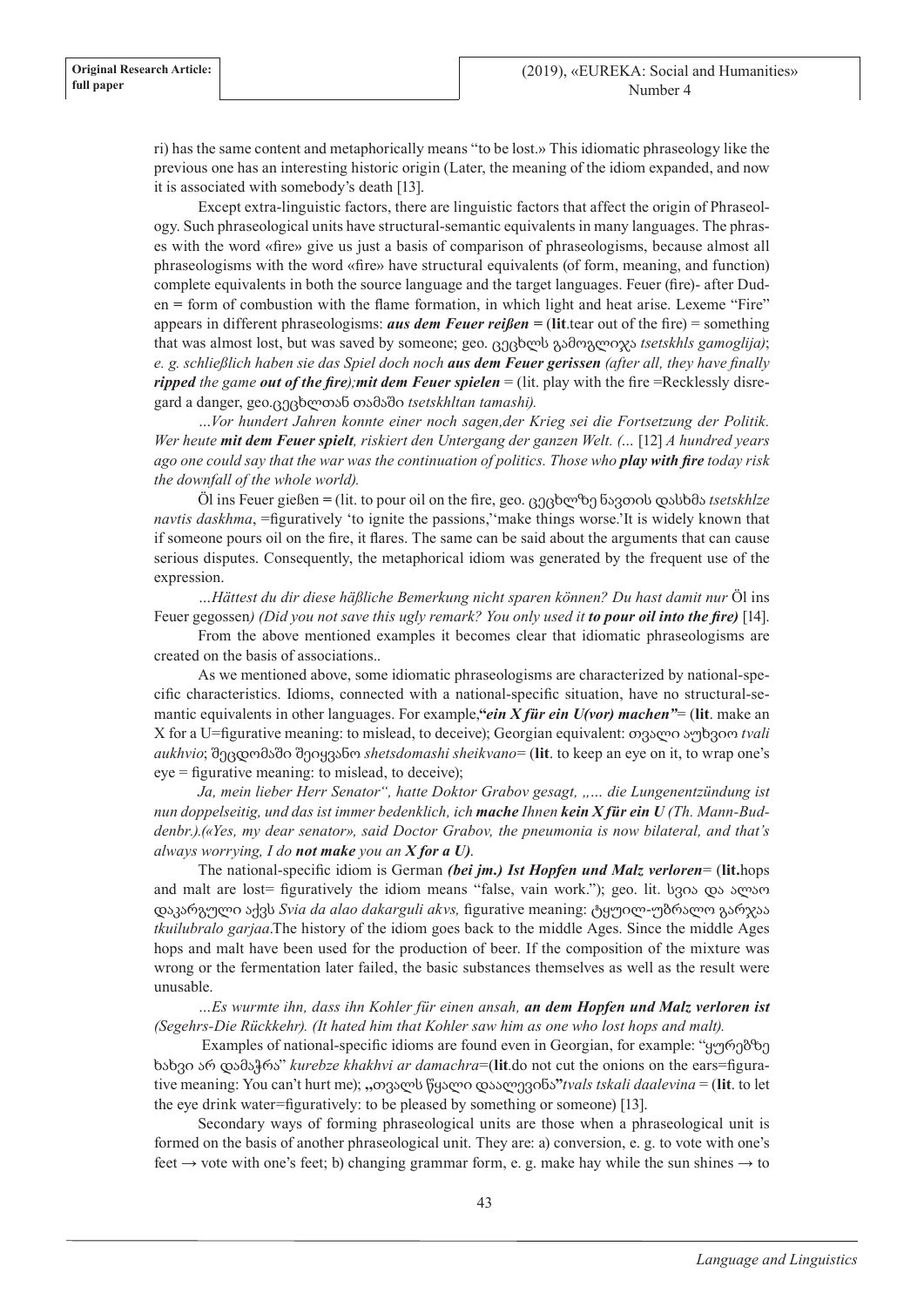ri) has the same content and metaphorically means "to be lost.» This idiomatic phraseology like the previous one has an interesting historic origin (Later, the meaning of the idiom expanded, and now it is associated with somebody's death [13].

Except extra-linguistic factors, there are linguistic factors that affect the origin of Phraseology. Such phraseological units have structural-semantic equivalents in many languages. The phrases with the word «fire» give us just a basis of comparison of phraseologisms, because almost all phraseologisms with the word «fire» have structural equivalents (of form, meaning, and function) complete equivalents in both the source language and the target languages. Feuer (fire)- after Duden = form of combustion with the flame formation, in which light and heat arise. Lexeme "Fire" appears in different phraseologisms: ***aus dem Feuer reißen*** = (**lit**.tear out of the fire) = something that was almost lost, but was saved by someone; geo. ცეცხლს გამოგლიჯა *tsetskhls gamoglija)*; *e. g. schließlich haben sie das Spiel doch noch* ***aus dem Feuer gerissen*** *(after all, they have finally* ***ripped*** *the game* ***out of the fire);mit dem Feuer spielen*** = (lit. play with the fire =Recklessly disregard a danger, geo.ცეცხლთან თამაში *tsetskhltan tamashi).*

*...Vor hundert Jahren konnte einer noch sagen,der Krieg sei die Fortsetzung der Politik. Wer heute* ***mit dem Feuer spielt****, riskiert den Untergang der ganzen Welt. (...* [12] *A hundred years ago one could say that the war was the continuation of politics. Those who* ***play with fire*** *today risk the downfall of the whole world).*

Öl ins Feuer gießen = (lit. to pour oil on the fire, geo. ცეცხლზე ნავთის დასხმა *tsetskhlze navtis daskhma*, =figuratively 'to ignite the passions,''make things worse.'It is widely known that if someone pours oil on the fire, it flares. The same can be said about the arguments that can cause serious disputes. Consequently, the metaphorical idiom was generated by the frequent use of the expression.

*...Hättest du dir diese häßliche Bemerkung nicht sparen können? Du hast damit nur* Öl ins Feuer gegossen*) (Did you not save this ugly remark? You only used it* ***to pour oil into the fire)*** [14].

From the above mentioned examples it becomes clear that idiomatic phraseologisms are created on the basis of associations..

As we mentioned above, some idiomatic phraseologisms are characterized by national-specific characteristics. Idioms, connected with a national-specific situation, have no structural-semantic equivalents in other languages. For example,***"ein X für ein U(vor) machen"***= (**lit**. make an X for a U=figurative meaning: to mislead, to deceive); Georgian equivalent: თვალი აუხვიო *tvali aukhvio*; შეცდომაში შეიყვანო *shetsdomashi sheikvano*= (**lit**. to keep an eye on it, to wrap one's eye = figurative meaning: to mislead, to deceive);

*Ja, mein lieber Herr Senator", hatte Doktor Grabov gesagt, „... die Lungenentzündung ist nun doppelseitig, und das ist immer bedenklich, ich* ***mache*** *Ihnen* ***kein X für ein U*** *(Th. Mann-Buddenbr.).(«Yes, my dear senator», said Doctor Grabov, the pneumonia is now bilateral, and that's always worrying, I do* ***not make*** *you an* ***X for a U).***

The national-specific idiom is German ***(bei jm.) Ist Hopfen und Malz verloren***= (**lit.**hops and malt are lost= figuratively the idiom means "false, vain work."); geo. lit. სვია და ალაო დაკარგული აქვს *Svia da alao dakarguli akvs,* figurative meaning: ტყუილ-უბრალო გარჯაა *tkuilubralo garjaa*.The history of the idiom goes back to the middle Ages. Since the middle Ages hops and malt have been used for the production of beer. If the composition of the mixture was wrong or the fermentation later failed, the basic substances themselves as well as the result were unusable.

*...Es wurmte ihn, dass ihn Kohler für einen ansah,* ***an dem Hopfen und Malz verloren ist*** *(Segehrs-Die Rückkehr). (It hated him that Kohler saw him as one who lost hops and malt).*

Examples of national-specific idioms are found even in Georgian, for example: "ყურებზე ხახვი არ დამაჭრა" *kurebze khakhvi ar damachra*=(**lit**.do not cut the onions on the ears=figurative meaning: You can't hurt me); **„**თვალს წყალი დაალევინა**"***tvals tskali daalevina* = (**lit**. to let the eye drink water=figuratively: to be pleased by something or someone) [13].

Secondary ways of forming phraseological units are those when a phraseological unit is formed on the basis of another phraseological unit. They are: a) conversion, e. g. to vote with one's feet → vote with one's feet; b) changing grammar form, e. g. make hay while the sun shines → to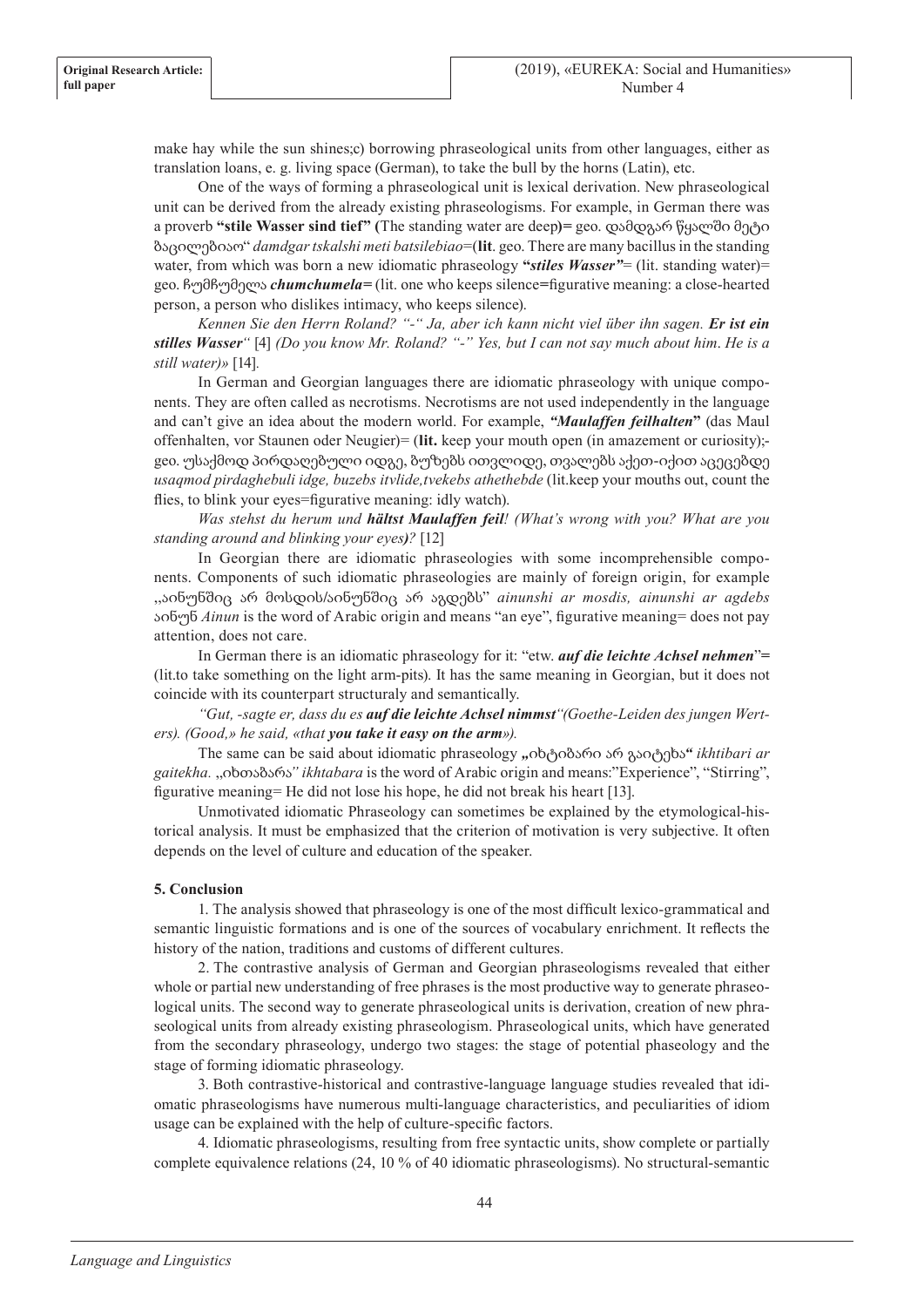make hay while the sun shines;c) borrowing phraseological units from other languages, either as translation loans, e. g. living space (German), to take the bull by the horns (Latin), etc.

One of the ways of forming a phraseological unit is lexical derivation. New phraseological unit can be derived from the already existing phraseologisms. For example, in German there was a proverb **"stile Wasser sind tief"** (The standing water are deep**)=** geo. დამდგარ წყალში მეტი ბაცილებიაო" *damdgar tskalshi meti batsilebiao*=(**lit**. geo. There are many bacillus in the standing water, from which was born a new idiomatic phraseology **"*stiles Wasser"***= (lit. standing water)= geo. ჩუმჩუმელა ***chumchumela*=** (lit. one who keeps silence=figurative meaning: a close-hearted person, a person who dislikes intimacy, who keeps silence).

*Kennen Sie den Herrn Roland? "-" Ja, aber ich kann nicht viel über ihn sagen.* ***Er ist ein stilles Wasser*** *"* [4] *(Do you know Mr. Roland? "-" Yes, but I can not say much about him. He is a still water)»* [14].

In German and Georgian languages there are idiomatic phraseology with unique components. They are often called as necrotisms. Necrotisms are not used independently in the language and can't give an idea about the modern world. For example, ***"Maulaffen feilhalten*"** (das Maul offenhalten, vor Staunen oder Neugier)= (**lit.** keep your mouth open (in amazement or curiosity);-geo. უსაქმოდ პირდაღებული იდგე, ბუზებს ითვლიდე, თვალებს აქეთ-იქით აცეცებდე *usaqmod pirdaghebuli idge, buzebs itvlide,tvekebs athethebde* (lit.keep your mouths out, count the flies, to blink your eyes=figurative meaning: idly watch).

*Was stehst du herum und* ***hältst Maulaffen feil****! (What's wrong with you? What are you standing around and blinking your eyes****)?*** [12]

In Georgian there are idiomatic phraseologies with some incomprehensible components. Components of such idiomatic phraseologies are mainly of foreign origin, for example „აინუნშიც არ მოსდის/აინუნშიც არ აგდებს" *ainunshi ar mosdis, ainunshi ar agdebs* აინუნ *Ainun* is the word of Arabic origin and means "an eye", figurative meaning= does not pay attention, does not care.

In German there is an idiomatic phraseology for it: "etw. ***auf die leichte Achsel nehmen***"**=** (lit.to take something on the light arm-pits). It has the same meaning in Georgian, but it does not coincide with its counterpart structuraly and semantically.

*"Gut, -sagte er, dass du es* ***auf die leichte Achsel nimmst*** *"(Goethe-Leiden des jungen Werters). (Good,» he said, «that* ***you take it easy on the arm****»).*

The same can be said about idiomatic phraseology **„**იხტიბარი არ გაიტეხა**"** *ikhtibari ar gaitekha*. „იხთაბარა*" ikhtabara* is the word of Arabic origin and means:"Experience", "Stirring", figurative meaning= He did not lose his hope, he did not break his heart [13].

Unmotivated idiomatic Phraseology can sometimes be explained by the etymological-historical analysis. It must be emphasized that the criterion of motivation is very subjective. It often depends on the level of culture and education of the speaker.

### 5. Conclusion

1. The analysis showed that phraseology is one of the most difficult lexico-grammatical and semantic linguistic formations and is one of the sources of vocabulary enrichment. It reflects the history of the nation, traditions and customs of different cultures.

2. The contrastive analysis of German and Georgian phraseologisms revealed that either whole or partial new understanding of free phrases is the most productive way to generate phraseological units. The second way to generate phraseological units is derivation, creation of new phraseological units from already existing phraseologism. Phraseological units, which have generated from the secondary phraseology, undergo two stages: the stage of potential phaseology and the stage of forming idiomatic phraseology.

3. Both contrastive-historical and contrastive-language language studies revealed that idiomatic phraseologisms have numerous multi-language characteristics, and peculiarities of idiom usage can be explained with the help of culture-specific factors.

4. Idiomatic phraseologisms, resulting from free syntactic units, show complete or partially complete equivalence relations (24, 10 % of 40 idiomatic phraseologisms). No structural-semantic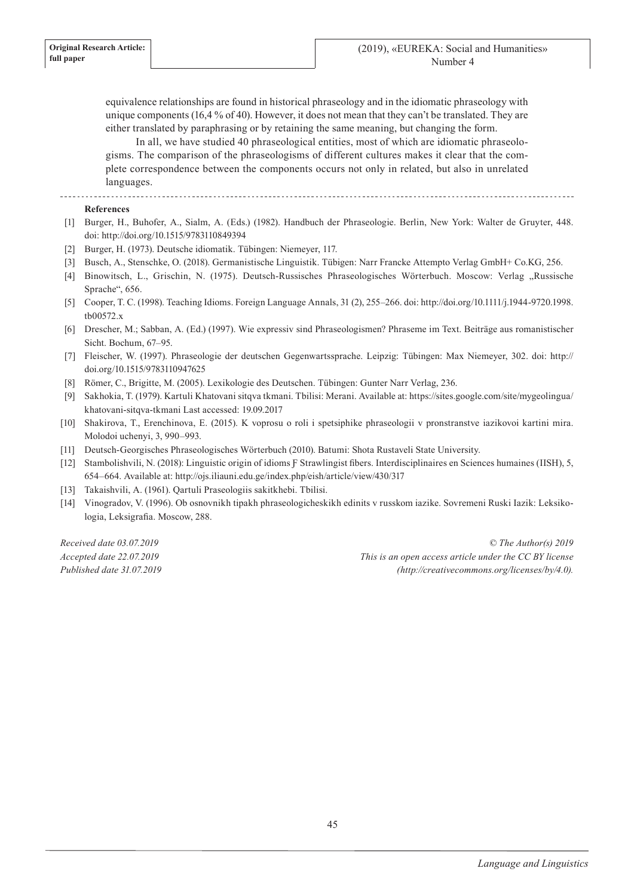equivalence relationships are found in historical phraseology and in the idiomatic phraseology with unique components (16,4 % of 40). However, it does not mean that they can't be translated. They are either translated by paraphrasing or by retaining the same meaning, but changing the form.

In all, we have studied 40 phraseological entities, most of which are idiomatic phraseologisms. The comparison of the phraseologisms of different cultures makes it clear that the complete correspondence between the components occurs not only in related, but also in unrelated languages.

**References**

[1] Burger, H., Buhofer, A., Sialm, A. (Eds.) (1982). Handbuch der Phraseologie. Berlin, New York: Walter de Gruyter, 448. doi: http://doi.org/10.1515/9783110849394

[2] Burger, H. (1973). Deutsche idiomatik. Tübingen: Niemeyer, 117.

[3] Busch, A., Stenschke, O. (2018). Germanistische Linguistik. Tübigen: Narr Francke Attempto Verlag GmbH+ Co.KG, 256.

[4] Binowitsch, L., Grischin, N. (1975). Deutsch-Russisches Phraseologisches Wörterbuch. Moscow: Verlag „Russische Sprache", 656.

[5] Cooper, T. C. (1998). Teaching Idioms. Foreign Language Annals, 31 (2), 255–266. doi: http://doi.org/10.1111/j.1944-9720.1998.tb00572.x

[6] Drescher, M.; Sabban, A. (Ed.) (1997). Wie expressiv sind Phraseologismen? Phraseme im Text. Beiträge aus romanistischer Sicht. Bochum, 67–95.

[7] Fleischer, W. (1997). Phraseologie der deutschen Gegenwartssprache. Leipzig: Tübingen: Max Niemeyer, 302. doi: http://doi.org/10.1515/9783110947625

[8] Römer, C., Brigitte, M. (2005). Lexikologie des Deutschen. Tübingen: Gunter Narr Verlag, 236.

[9] Sakhokia, T. (1979). Kartuli Khatovani sitqva tkmani. Tbilisi: Merani. Available at: https://sites.google.com/site/mygeolingua/khatovani-sitqva-tkmani Last accessed: 19.09.2017

[10] Shakirova, T., Erenchinova, E. (2015). K voprosu o roli i spetsiphike phraseologii v pronstranstve iazikovoi kartini mira. Molodoi uchenyi, 3, 990–993.

[11] Deutsch-Georgisches Phraseologisches Wörterbuch (2010). Batumi: Shota Rustaveli State University.

[12] Stambolishvili, N. (2018): Linguistic origin of idioms Ƒ Strawlingist fibers. Interdisciplinaires en Sciences humaines (IISH), 5, 654–664. Available at: http://ojs.iliauni.edu.ge/index.php/eish/article/view/430/317

[13] Takaishvili, A. (1961). Qartuli Praseologiis sakitkhebi. Tbilisi.

[14] Vinogradov, V. (1996). Ob osnovnikh tipakh phraseologicheskikh edinits v russkom iazike. Sovremeni Ruski Iazik: Leksikologia, Leksigrafia. Moscow, 288.

*Received date 03.07.2019*
*Accepted date 22.07.2019*
*Published date 31.07.2019*

*© The Author(s) 2019*
*This is an open access article under the CC BY license (http://creativecommons.org/licenses/by/4.0).*